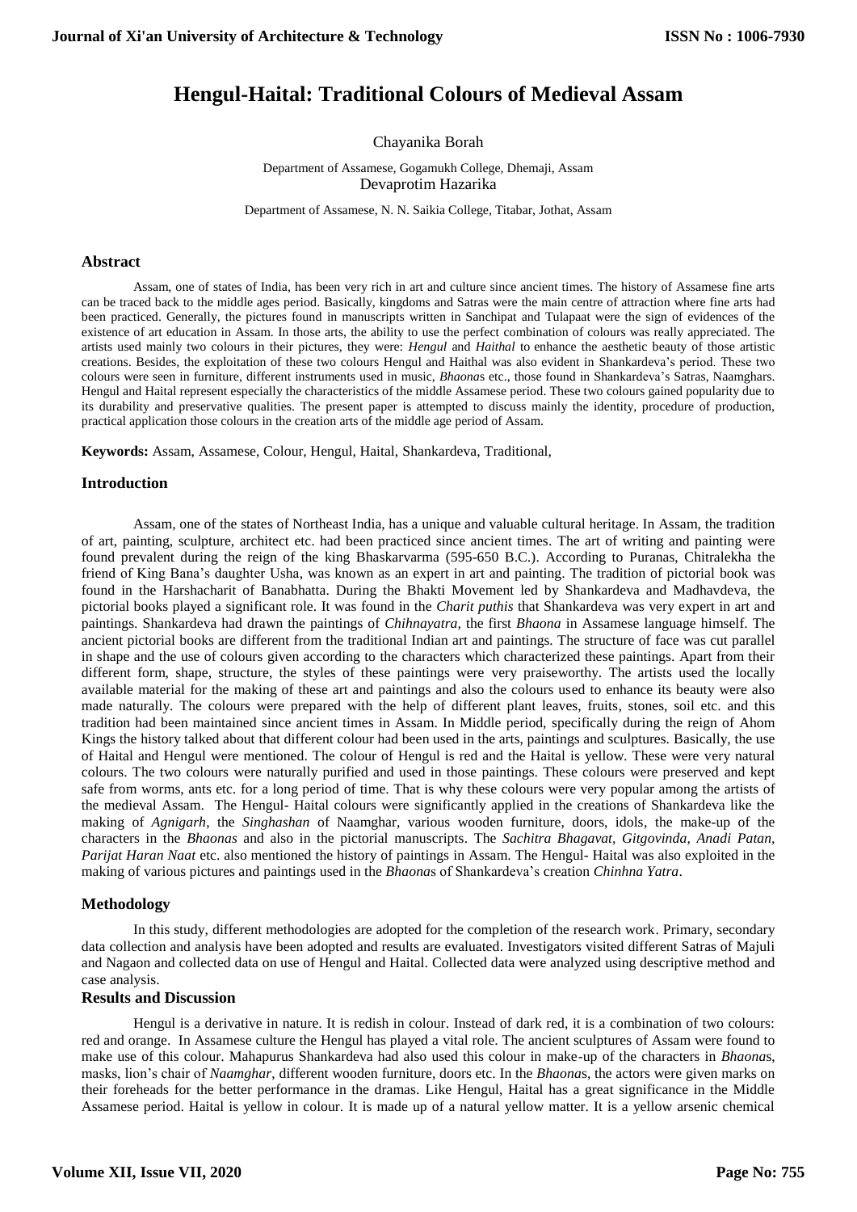# Hengul-Haital: Traditional Colours of Medieval Assam

Chayanika Borah

Department of Assamese, Gogamukh College, Dhemaji, Assam

Devaprotim Hazarika

Department of Assamese, N. N. Saikia College, Titabar, Jothat, Assam

## Abstract

Assam, one of states of India, has been very rich in art and culture since ancient times. The history of Assamese fine arts can be traced back to the middle ages period. Basically, kingdoms and Satras were the main centre of attraction where fine arts had been practiced. Generally, the pictures found in manuscripts written in Sanchipat and Tulapaat were the sign of evidences of the existence of art education in Assam. In those arts, the ability to use the perfect combination of colours was really appreciated. The artists used mainly two colours in their pictures, they were: *Hengul* and *Haithal* to enhance the aesthetic beauty of those artistic creations. Besides, the exploitation of these two colours Hengul and Haithal was also evident in Shankardeva's period. These two colours were seen in furniture, different instruments used in music, *Bhaona*s etc., those found in Shankardeva's Satras, Naamghars. Hengul and Haital represent especially the characteristics of the middle Assamese period. These two colours gained popularity due to its durability and preservative qualities. The present paper is attempted to discuss mainly the identity, procedure of production, practical application those colours in the creation arts of the middle age period of Assam.

**Keywords:** Assam, Assamese, Colour, Hengul, Haital, Shankardeva, Traditional,

## Introduction

Assam, one of the states of Northeast India, has a unique and valuable cultural heritage. In Assam, the tradition of art, painting, sculpture, architect etc. had been practiced since ancient times. The art of writing and painting were found prevalent during the reign of the king Bhaskarvarma (595-650 B.C.). According to Puranas, Chitralekha the friend of King Bana's daughter Usha, was known as an expert in art and painting. The tradition of pictorial book was found in the Harshacharit of Banabhatta. During the Bhakti Movement led by Shankardeva and Madhavdeva, the pictorial books played a significant role. It was found in the *Charit puthis* that Shankardeva was very expert in art and paintings. Shankardeva had drawn the paintings of *Chihnayatra,* the first *Bhaona* in Assamese language himself. The ancient pictorial books are different from the traditional Indian art and paintings. The structure of face was cut parallel in shape and the use of colours given according to the characters which characterized these paintings. Apart from their different form, shape, structure, the styles of these paintings were very praiseworthy. The artists used the locally available material for the making of these art and paintings and also the colours used to enhance its beauty were also made naturally. The colours were prepared with the help of different plant leaves, fruits, stones, soil etc. and this tradition had been maintained since ancient times in Assam. In Middle period, specifically during the reign of Ahom Kings the history talked about that different colour had been used in the arts, paintings and sculptures. Basically, the use of Haital and Hengul were mentioned. The colour of Hengul is red and the Haital is yellow. These were very natural colours. The two colours were naturally purified and used in those paintings. These colours were preserved and kept safe from worms, ants etc. for a long period of time. That is why these colours were very popular among the artists of the medieval Assam. The Hengul- Haital colours were significantly applied in the creations of Shankardeva like the making of *Agnigarh*, the *Singhashan* of Naamghar, various wooden furniture, doors, idols, the make-up of the characters in the *Bhaonas* and also in the pictorial manuscripts. The *Sachitra Bhagavat, Gitgovinda, Anadi Patan, Parijat Haran Naat* etc. also mentioned the history of paintings in Assam. The Hengul- Haital was also exploited in the making of various pictures and paintings used in the *Bhaona*s of Shankardeva's creation *Chinhna Yatra*.

## Methodology

In this study, different methodologies are adopted for the completion of the research work. Primary, secondary data collection and analysis have been adopted and results are evaluated. Investigators visited different Satras of Majuli and Nagaon and collected data on use of Hengul and Haital. Collected data were analyzed using descriptive method and case analysis.

## Results and Discussion

Hengul is a derivative in nature. It is redish in colour. Instead of dark red, it is a combination of two colours: red and orange. In Assamese culture the Hengul has played a vital role. The ancient sculptures of Assam were found to make use of this colour. Mahapurus Shankardeva had also used this colour in make-up of the characters in *Bhaona*s, masks, lion's chair of *Naamghar*, different wooden furniture, doors etc. In the *Bhaona*s, the actors were given marks on their foreheads for the better performance in the dramas. Like Hengul, Haital has a great significance in the Middle Assamese period. Haital is yellow in colour. It is made up of a natural yellow matter. It is a yellow arsenic chemical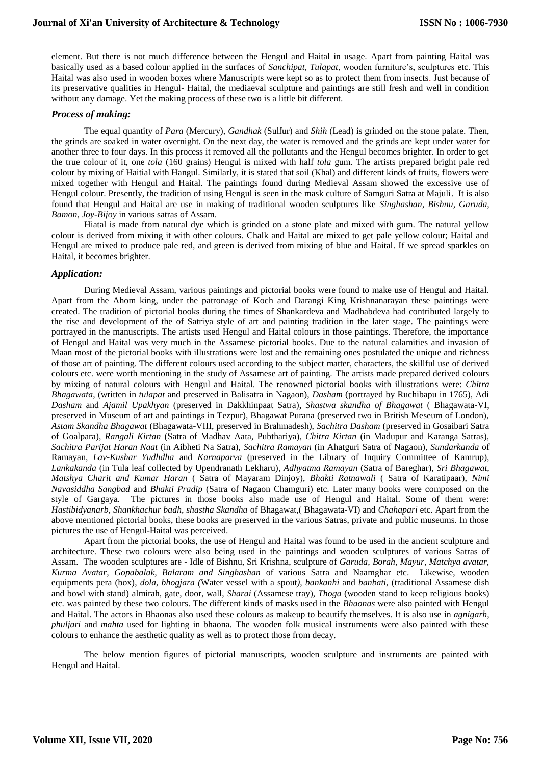element. But there is not much difference between the Hengul and Haital in usage. Apart from painting Haital was basically used as a based colour applied in the surfaces of *Sanchipat*, *Tulapat*, wooden furniture's, sculptures etc. This Haital was also used in wooden boxes where Manuscripts were kept so as to protect them from insects. Just because of its preservative qualities in Hengul- Haital, the mediaeval sculpture and paintings are still fresh and well in condition without any damage. Yet the making process of these two is a little bit different.

### *Process of making:*

The equal quantity of *Para* (Mercury), *Gandhak* (Sulfur) and *Shih* (Lead) is grinded on the stone palate. Then, the grinds are soaked in water overnight. On the next day, the water is removed and the grinds are kept under water for another three to four days. In this process it removed all the pollutants and the Hengul becomes brighter. In order to get the true colour of it, one *tola* (160 grains) Hengul is mixed with half *tola* gum. The artists prepared bright pale red colour by mixing of Haitial with Hangul. Similarly, it is stated that soil (Khal) and different kinds of fruits, flowers were mixed together with Hengul and Haital. The paintings found during Medieval Assam showed the excessive use of Hengul colour. Presently, the tradition of using Hengul is seen in the mask culture of Samguri Satra at Majuli. It is also found that Hengul and Haital are use in making of traditional wooden sculptures like *Singhashan*, *Bishnu*, *Garuda*, *Bamon*, *Joy-Bijoy* in various satras of Assam.

Hiatal is made from natural dye which is grinded on a stone plate and mixed with gum. The natural yellow colour is derived from mixing it with other colours. Chalk and Haital are mixed to get pale yellow colour; Haital and Hengul are mixed to produce pale red, and green is derived from mixing of blue and Haital. If we spread sparkles on Haital, it becomes brighter.

### *Application:*

During Medieval Assam, various paintings and pictorial books were found to make use of Hengul and Haital. Apart from the Ahom king, under the patronage of Koch and Darangi King Krishnanarayan these paintings were created. The tradition of pictorial books during the times of Shankardeva and Madhabdeva had contributed largely to the rise and development of the of Satriya style of art and painting tradition in the later stage. The paintings were portrayed in the manuscripts. The artists used Hengul and Haital colours in those paintings. Therefore, the importance of Hengul and Haital was very much in the Assamese pictorial books. Due to the natural calamities and invasion of Maan most of the pictorial books with illustrations were lost and the remaining ones postulated the unique and richness of those art of painting. The different colours used according to the subject matter, characters, the skillful use of derived colours etc. were worth mentioning in the study of Assamese art of painting. The artists made prepared derived colours by mixing of natural colours with Hengul and Haital. The renowned pictorial books with illustrations were: *Chitra Bhagawata*, (written in *tulapat* and preserved in Balisatra in Nagaon), *Dasham* (portrayed by Ruchibapu in 1765), Adi *Dasham* and *Ajamil Upakhyan* (preserved in Dakkhinpaat Satra), *Shastwa skandha of Bhagawat* ( Bhagawata-VI, preserved in Museum of art and paintings in Tezpur), Bhagawat Purana (preserved two in British Meseum of London), *Astam Skandha Bhagawat* (Bhagawata-VIII, preserved in Brahmadesh), *Sachitra Dasham* (preserved in Gosaibari Satra of Goalpara), *Rangali Kirtan* (Satra of Madhav Aata, Pubthariya), *Chitra Kirtan* (in Madupur and Karanga Satras), *Sachitra Parijat Haran Naat* (in Aibheti Na Satra), *Sachitra Ramayan* (in Ahatguri Satra of Nagaon), *Sundarkanda* of Ramayan, *Lav-Kushar Yudhdha* and *Karnaparva* (preserved in the Library of Inquiry Committee of Kamrup), *Lankakanda* (in Tula leaf collected by Upendranath Lekharu), *Adhyatma Ramayan* (Satra of Bareghar), *Sri Bhagawat, Matshya Charit and Kumar Haran* ( Satra of Mayaram Dinjoy), *Bhakti Ratnawali* ( Satra of Karatipaar), *Nimi Navasiddha Sangbad* and *Bhakti Pradip* (Satra of Nagaon Chamguri) etc. Later many books were composed on the style of Gargaya. The pictures in those books also made use of Hengul and Haital. Some of them were: *Hastibidyanarb*, *Shankhachur badh*, *shastha Skandha* of Bhagawat,( Bhagawata-VI) and *Chahapari* etc. Apart from the above mentioned pictorial books, these books are preserved in the various Satras, private and public museums. In those pictures the use of Hengul-Haital was perceived.

Apart from the pictorial books, the use of Hengul and Haital was found to be used in the ancient sculpture and architecture. These two colours were also being used in the paintings and wooden sculptures of various Satras of Assam. The wooden sculptures are - Idle of Bishnu, Sri Krishna, sculpture of *Garuda, Borah, Mayur, Matchya avatar, Kurma Avatar, Gopabalak, Balaram and Singhashan* of various Satra and Naamghar etc. Likewise, wooden equipments pera (box), *dola*, *bhogjara (*Water vessel with a spout*)*, *bankanhi* and *banbati*, (traditional Assamese dish and bowl with stand) almirah, gate, door, wall, *Sharai* (Assamese tray), *Thoga* (wooden stand to keep religious books) etc. was painted by these two colours. The different kinds of masks used in the *Bhaonas* were also painted with Hengul and Haital. The actors in Bhaonas also used these colours as makeup to beautify themselves. It is also use in *agnigarh*, *phuljari* and *mahta* used for lighting in bhaona. The wooden folk musical instruments were also painted with these colours to enhance the aesthetic quality as well as to protect those from decay.

The below mention figures of pictorial manuscripts, wooden sculpture and instruments are painted with Hengul and Haital.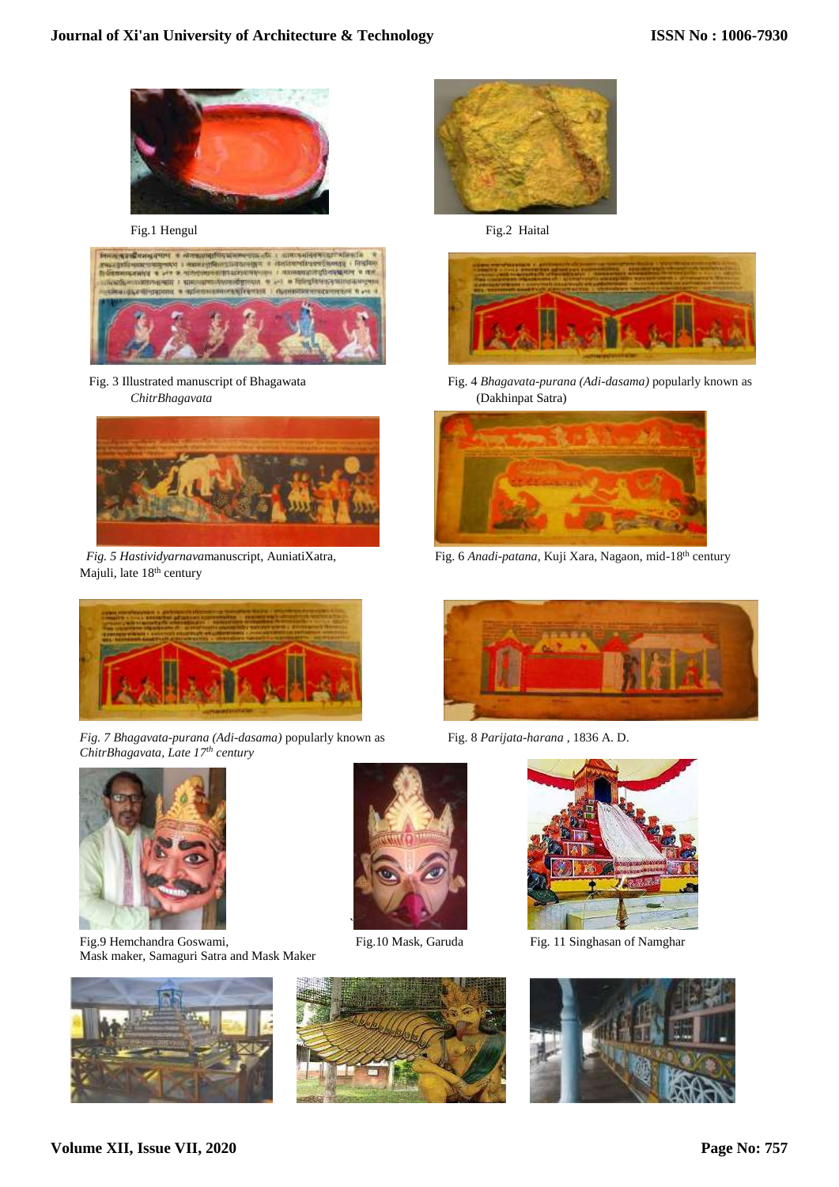Fig.1 Hengul

Fig.2 Haital

Fig. 3 Illustrated manuscript of Bhagawata *ChitrBhagavata*

Fig. 4 *Bhagavata-purana (Adi-dasama)* popularly known as (Dakhinpat Satra)

*Fig. 5 Hastividyarnava*manuscript, AuniatiXatra, Majuli, late 18th century

Fig. 6 *Anadi-patana*, Kuji Xara, Nagaon, mid-18th century

*Fig. 7 Bhagavata-purana (Adi-dasama)* popularly known as *ChitrBhagavata, Late 17th century*

Fig. 8 *Parijata-harana* , 1836 A. D.

Fig.9 Hemchandra Goswami, Mask maker, Samaguri Satra and Mask Maker

Fig.10 Mask, Garuda

Fig. 11 Singhasan of Namghar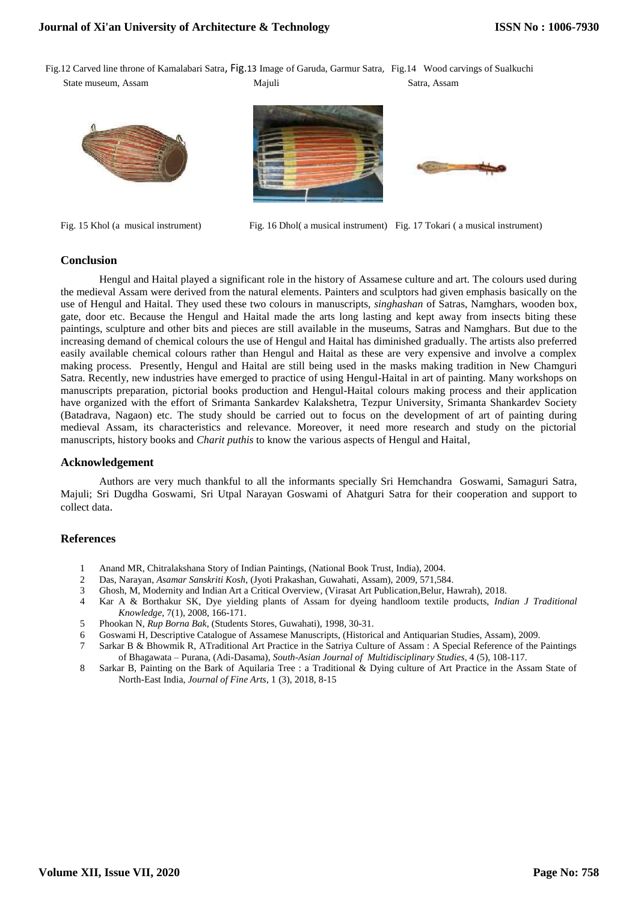Fig.12 Carved line throne of Kamalabari Satra, State museum, Assam

Fig.13 Image of Garuda, Garmur Satra, Majuli

Fig.14 Wood carvings of Sualkuchi Satra, Assam

Fig. 15 Khol (a musical instrument)

Fig. 16 Dhol( a musical instrument)

Fig. 17 Tokari ( a musical instrument)

## Conclusion

Hengul and Haital played a significant role in the history of Assamese culture and art. The colours used during the medieval Assam were derived from the natural elements. Painters and sculptors had given emphasis basically on the use of Hengul and Haital. They used these two colours in manuscripts, *singhashan* of Satras, Namghars, wooden box, gate, door etc. Because the Hengul and Haital made the arts long lasting and kept away from insects biting these paintings, sculpture and other bits and pieces are still available in the museums, Satras and Namghars. But due to the increasing demand of chemical colours the use of Hengul and Haital has diminished gradually. The artists also preferred easily available chemical colours rather than Hengul and Haital as these are very expensive and involve a complex making process. Presently, Hengul and Haital are still being used in the masks making tradition in New Chamguri Satra. Recently, new industries have emerged to practice of using Hengul-Haital in art of painting. Many workshops on manuscripts preparation, pictorial books production and Hengul-Haital colours making process and their application have organized with the effort of Srimanta Sankardev Kalakshetra, Tezpur University, Srimanta Shankardev Society (Batadrava, Nagaon) etc. The study should be carried out to focus on the development of art of painting during medieval Assam, its characteristics and relevance. Moreover, it need more research and study on the pictorial manuscripts, history books and *Charit puthis* to know the various aspects of Hengul and Haital,

## Acknowledgement

Authors are very much thankful to all the informants specially Sri Hemchandra Goswami, Samaguri Satra, Majuli; Sri Dugdha Goswami, Sri Utpal Narayan Goswami of Ahatguri Satra for their cooperation and support to collect data.

## References

1. Anand MR, Chitralakshana Story of Indian Paintings, (National Book Trust, India), 2004.
2. Das, Narayan, *Asamar Sanskriti Kosh*, (Jyoti Prakashan, Guwahati, Assam), 2009, 571,584.
3. Ghosh, M, Modernity and Indian Art a Critical Overview, (Virasat Art Publication,Belur, Hawrah), 2018.
4. Kar A & Borthakur SK, Dye yielding plants of Assam for dyeing handloom textile products, *Indian J Traditional Knowledge*, 7(1), 2008, 166-171.
5. Phookan N, *Rup Borna Bak*, (Students Stores, Guwahati), 1998, 30-31.
6. Goswami H, Descriptive Catalogue of Assamese Manuscripts, (Historical and Antiquarian Studies, Assam), 2009.
7. Sarkar B & Bhowmik R, ATraditional Art Practice in the Satriya Culture of Assam : A Special Reference of the Paintings of Bhagawata – Purana, (Adi-Dasama), *South-Asian Journal of Multidisciplinary Studies*, 4 (5), 108-117.
8. Sarkar B, Painting on the Bark of Aquilaria Tree : a Traditional & Dying culture of Art Practice in the Assam State of North-East India, *Journal of Fine Arts*, 1 (3), 2018, 8-15